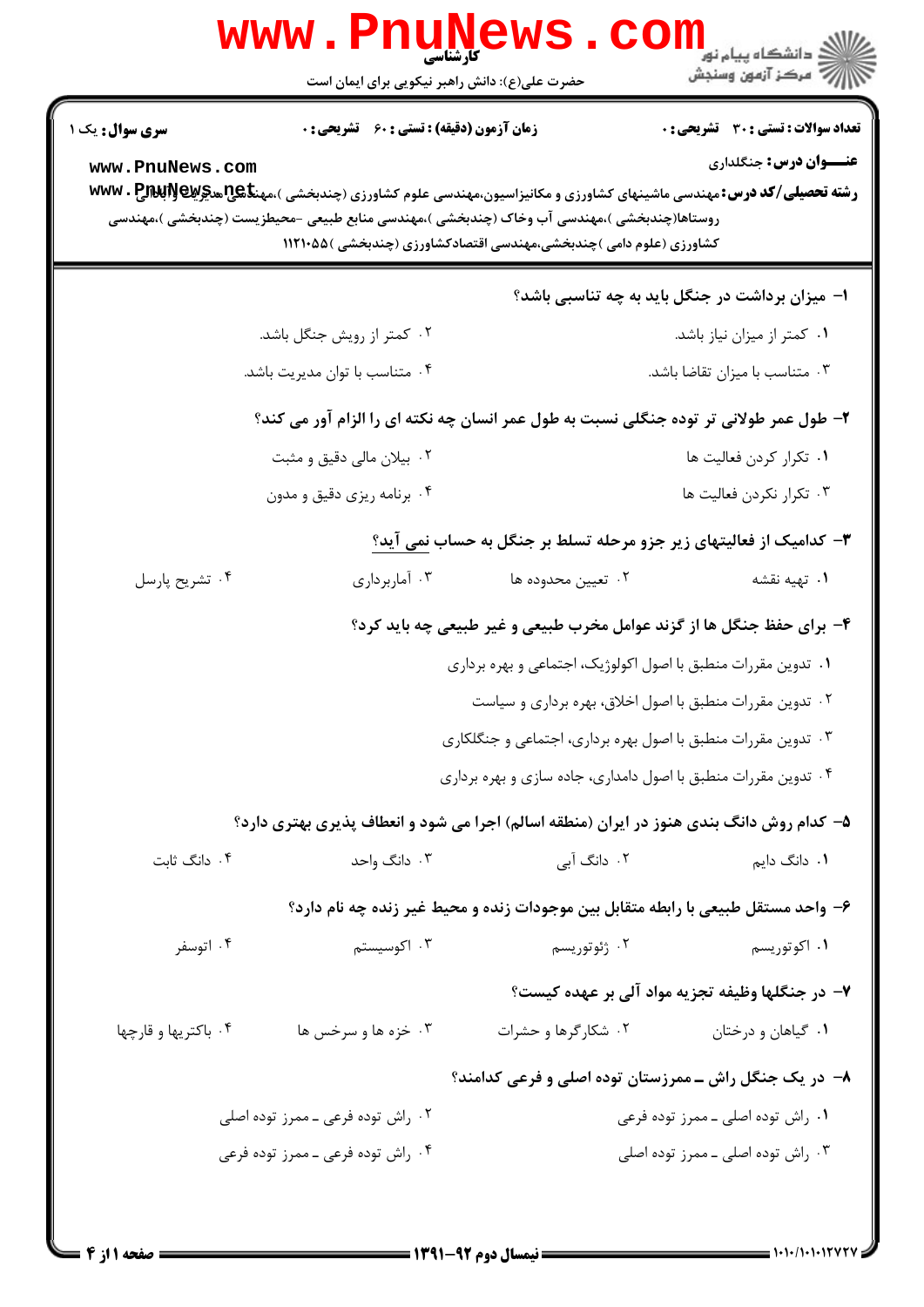کارشناسی

حضرت علی(ع): دانش راهبر نیکویی برای ایمان است

**سری سوال:** یک ۱

**زمان آزمون (دقیقه) : تستی :** ۶۰ **تشریحی :** ۰

**تعداد سوالات : تستی :** ۳۰ **تشریحی :** ۰

**عنـــوان درس:** جنگلداری

**رشته تحصیلی/کد درس:** مهندسی ماشینهای کشاورزی و مکانیزاسیون،مهندسی علوم کشاورزی (چندبخشی )،مهندسی عمران و آبادانی روستاها(چندبخشی )،مهندسی آب وخاک (چندبخشی )،مهندسی منابع طبیعی -محیطزیست (چندبخشی )،مهندسی کشاورزی (علوم دامی )چندبخشی،مهندسی اقتصادکشاورزی (چندبخشی )۱۱۲۱۰۵۵

**۱- میزان برداشت در جنگل باید به چه تناسبی باشد؟**

۱. کمتر از میزان نیاز باشد.

۲. کمتر از رویش جنگل باشد.

۳. متناسب با میزان تقاضا باشد.

۴. متناسب با توان مدیریت باشد.

**۲- طول عمر طولانی تر توده جنگلی نسبت به طول عمر انسان چه نکته ای را الزام آور می کند؟**

۱. تکرار کردن فعالیت ها

۲. بیلان مالی دقیق و مثبت

۳. تکرار نکردن فعالیت ها

۴. برنامه ریزی دقیق و مدون

**۳- کدامیک از فعالیتهای زیر جزو مرحله تسلط بر جنگل به حساب نمی آید؟**

۱. تهیه نقشه

۲. تعیین محدوده ها

۳. آماربرداری

۴. تشریح پارسل

**۴- برای حفظ جنگل ها از گزند عوامل مخرب طبیعی و غیر طبیعی چه باید کرد؟**

۱. تدوین مقررات منطبق با اصول اکولوژیک، اجتماعی و بهره برداری

۲. تدوین مقررات منطبق با اصول اخلاق، بهره برداری و سیاست

۳. تدوین مقررات منطبق با اصول بهره برداری، اجتماعی و جنگلکاری

۴. تدوین مقررات منطبق با اصول دامداری، جاده سازی و بهره برداری

**۵- کدام روش دانگ بندی هنوز در ایران (منطقه اسالم) اجرا می شود و انعطاف پذیری بهتری دارد؟**

۱. دانگ دایم

۲. دانگ آبی

۳. دانگ واحد

۴. دانگ ثابت

**۶- واحد مستقل طبیعی با رابطه متقابل بین موجودات زنده و محیط غیر زنده چه نام دارد؟**

۱. اکوتوریسم

۲. ژئوتوریسم

۳. اکوسیستم

۴. اتوسفر

**۷- در جنگلها وظیفه تجزیه مواد آلی بر عهده کیست؟**

۱. گیاهان و درختان

۲. شکارگرها و حشرات

۳. خزه ها و سرخس ها

۴. باکتریها و قارچها

**۸- در یک جنگل راش ـ ممرزستان توده اصلی و فرعی کدامند؟**

۱. راش توده اصلی ـ ممرز توده فرعی

۲. راش توده فرعی ـ ممرز توده اصلی

۳. راش توده اصلی ـ ممرز توده اصلی

۴. راش توده فرعی ـ ممرز توده فرعی

نیمسال دوم ۹۲-۱۳۹۱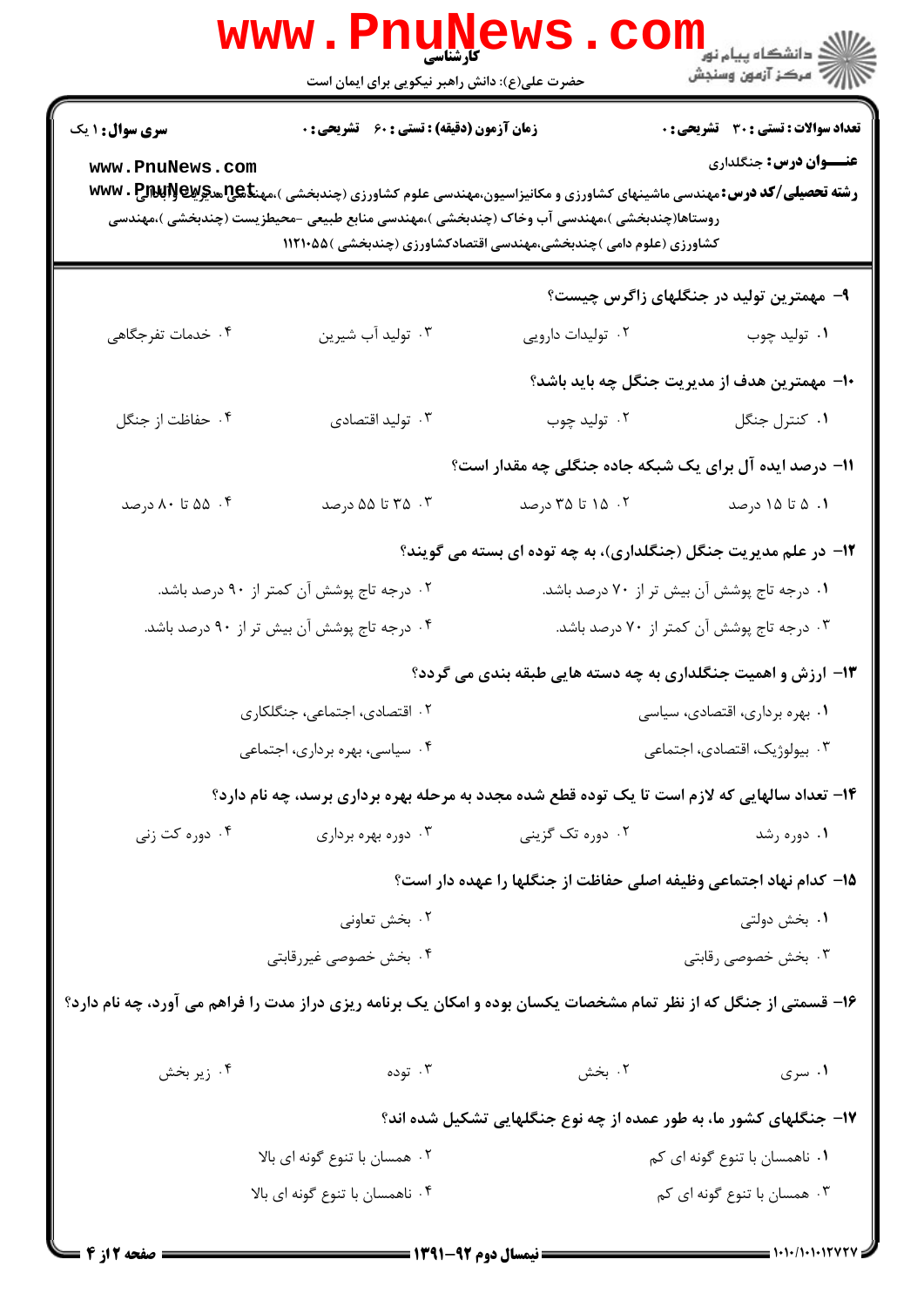**تعداد سوالات : تستی : ۳۰ تشریحی : ۰** | **زمان آزمون (دقیقه) : تستی : ۶۰ تشریحی : ۰** | **سری سوال : ۱ یک**

**عنـــوان درس:** جنگلداری

**رشته تحصیلی/کد درس:** مهندسی ماشینهای کشاورزی و مکانیزاسیون،مهندسی علوم کشاورزی (چندبخشی )،مهندسی مدیریت و آبادانی روستاها(چندبخشی )،مهندسی آب وخاک (چندبخشی )،مهندسی منابع طبیعی -محیطزیست (چندبخشی )،مهندسی کشاورزی (علوم دامی )چندبخشی،مهندسی اقتصادکشاورزی (چندبخشی )۱۱۲۱۰۵۵

۹- مهمترین تولید در جنگلهای زاگرس چیست؟

۱. تولید چوب
۲. تولیدات دارویی
۳. تولید آب شیرین
۴. خدمات تفرجگاهی

۱۰- مهمترین هدف از مدیریت جنگل چه باید باشد؟

۱. کنترل جنگل
۲. تولید چوب
۳. تولید اقتصادی
۴. حفاظت از جنگل

۱۱- درصد ایده آل برای یک شبکه جاده جنگلی چه مقدار است؟

۱. ۵ تا ۱۵ درصد
۲. ۱۵ تا ۳۵ درصد
۳. ۳۵ تا ۵۵ درصد
۴. ۵۵ تا ۸۰ درصد

۱۲- در علم مدیریت جنگل (جنگلداری)، به چه توده ای بسته می گویند؟

۱. درجه تاج پوشش آن بیش تر از ۷۰ درصد باشد.
۲. درجه تاج پوشش آن کمتر از ۹۰ درصد باشد.
۳. درجه تاج پوشش آن کمتر از ۷۰ درصد باشد.
۴. درجه تاج پوشش آن بیش تر از ۹۰ درصد باشد.

۱۳- ارزش و اهمیت جنگلداری به چه دسته هایی طبقه بندی می گردد؟

۱. بهره برداری، اقتصادی، سیاسی
۲. اقتصادی، اجتماعی، جنگلکاری
۳. بیولوژیک، اقتصادی، اجتماعی
۴. سیاسی، بهره برداری، اجتماعی

۱۴- تعداد سالهایی که لازم است تا یک توده قطع شده مجدد به مرحله بهره برداری برسد، چه نام دارد؟

۱. دوره رشد
۲. دوره تک گزینی
۳. دوره بهره برداری
۴. دوره کت زنی

۱۵- کدام نهاد اجتماعی وظیفه اصلی حفاظت از جنگلها را عهده دار است؟

۱. بخش دولتی
۲. بخش تعاونی
۳. بخش خصوصی رقابتی
۴. بخش خصوصی غیررقابتی

۱۶- قسمتی از جنگل که از نظر تمام مشخصات یکسان بوده و امکان یک برنامه ریزی دراز مدت را فراهم می آورد، چه نام دارد؟

۱. سری
۲. بخش
۳. توده
۴. زیر بخش

۱۷- جنگلهای کشور ما، به طور عمده از چه نوع جنگلهایی تشکیل شده اند؟

۱. ناهمسان با تنوع گونه ای کم
۲. همسان با تنوع گونه ای بالا
۳. همسان با تنوع گونه ای کم
۴. ناهمسان با تنوع گونه ای بالا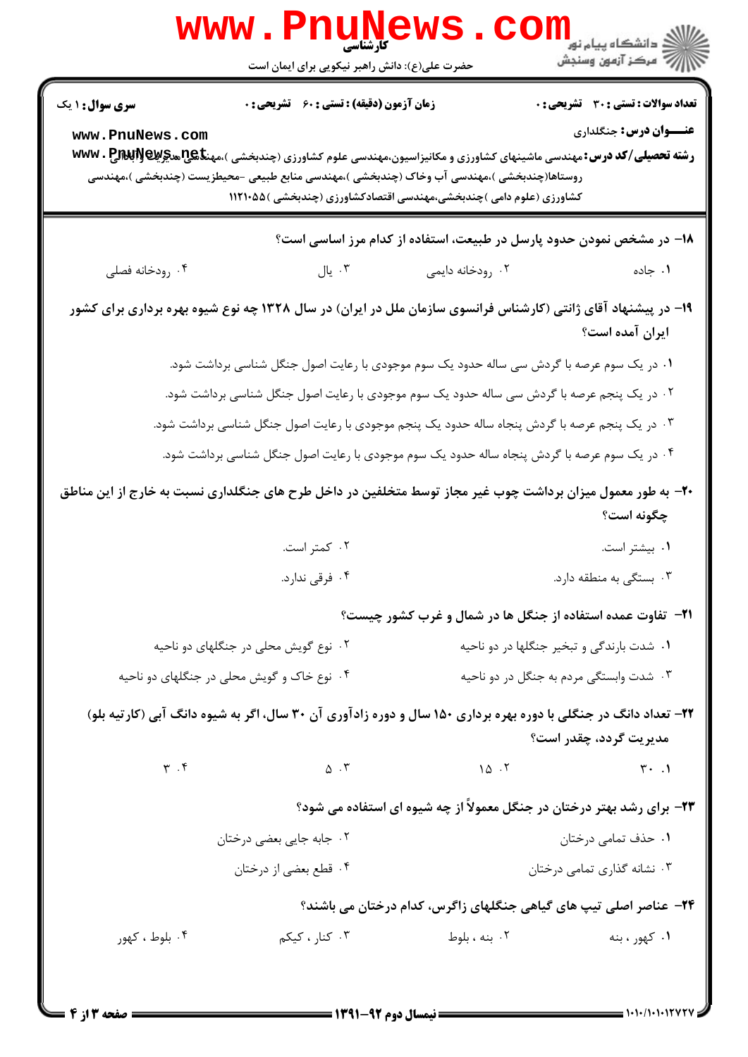**۱۸-** در مشخص نمودن حدود پارسل در طبیعت، استفاده از کدام مرز اساسی است؟

۱. جاده
۲. رودخانه دایمی
۳. یال
۴. رودخانه فصلی

**۱۹-** در پیشنهاد آقای ژانتی (کارشناس فرانسوی سازمان ملل در ایران) در سال ۱۳۲۸ چه نوع شیوه بهره برداری برای کشور ایران آمده است؟

۱. در یک سوم عرصه با گردش سی ساله حدود یک سوم موجودی با رعایت اصول جنگل شناسی برداشت شود.
۲. در یک پنجم عرصه با گردش سی ساله حدود یک سوم موجودی با رعایت اصول جنگل شناسی برداشت شود.
۳. در یک پنجم عرصه با گردش پنجاه ساله حدود یک پنجم موجودی با رعایت اصول جنگل شناسی برداشت شود.
۴. در یک سوم عرصه با گردش پنجاه ساله حدود یک سوم موجودی با رعایت اصول جنگل شناسی برداشت شود.

**۲۰-** به طور معمول میزان برداشت چوب غیر مجاز توسط متخلفین در داخل طرح های جنگلداری نسبت به خارج از این مناطق چگونه است؟

۱. بیشتر است.
۲. کمتر است.
۳. بستگی به منطقه دارد.
۴. فرقی ندارد.

**۲۱-** تفاوت عمده استفاده از جنگل ها در شمال و غرب کشور چیست؟

۱. شدت بارندگی و تبخیر جنگلها در دو ناحیه
۲. نوع گویش محلی در جنگلهای دو ناحیه
۳. شدت وابستگی مردم به جنگل در دو ناحیه
۴. نوع خاک و گویش محلی در جنگلهای دو ناحیه

**۲۲-** تعداد دانگ در جنگلی با دوره بهره برداری ۱۵۰ سال و دوره زادآوری آن ۳۰ سال، اگر به شیوه دانگ آبی (کارتیه بلو) مدیریت گردد، چقدر است؟

۱. ۳۰
۲. ۱۵
۳. ۵
۴. ۳

**۲۳-** برای رشد بهتر درختان در جنگل معمولاً از چه شیوه ای استفاده می شود؟

۱. حذف تمامی درختان
۲. جابه جایی بعضی درختان
۳. نشانه گذاری تمامی درختان
۴. قطع بعضی از درختان

**۲۴-** عناصر اصلی تیپ های گیاهی جنگلهای زاگرس، کدام درختان می باشند؟

۱. کهور ، بنه
۲. بنه ، بلوط
۳. کنار ، کیکم
۴. بلوط ، کهور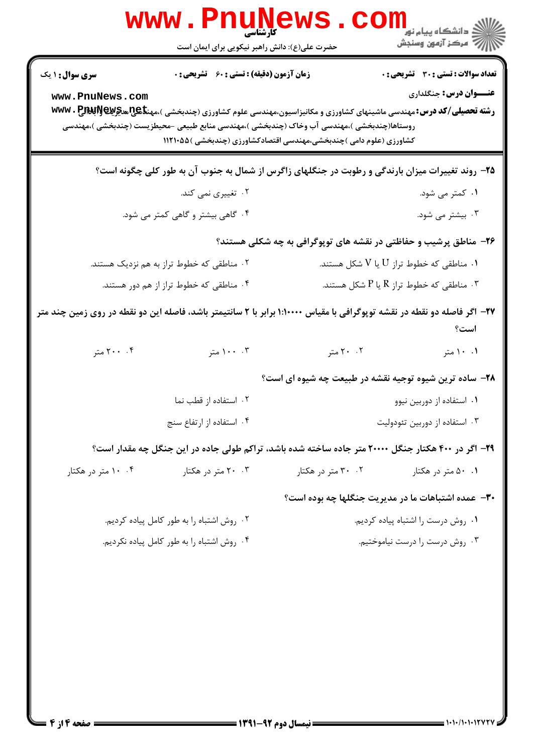**سری سوال:** ۱ یک

**زمان آزمون (دقیقه) : تستی : ۶۰ تشریحی : ۰**

**تعداد سوالات : تستی : ۳۰ تشریحی : ۰**

**عنـــوان درس:** جنگلداری

**رشته تحصیلی/کد درس:** مهندسی ماشینهای کشاورزی و مکانیزاسیون،مهندسی علوم کشاورزی (چندبخشی )،مهندسی مدیریت و آبادانی روستاها(چندبخشی )،مهندسی آب وخاک (چندبخشی )،مهندسی منابع طبیعی -محیطزیست (چندبخشی )،مهندسی کشاورزی (علوم دامی )چندبخشی،مهندسی اقتصادکشاورزی (چندبخشی )۱۱۲۱۰۵۵

**۲۵- روند تغییرات میزان بارندگی و رطوبت در جنگلهای زاگرس از شمال به جنوب آن به طور کلی چگونه است؟**

۱. کمتر می شود.

۲. تغییری نمی کند.

۳. بیشتر می شود.

۴. گاهی بیشتر و گاهی کمتر می شود.

**۲۶- مناطق پرشیب و حفاظتی در نقشه های توپوگرافی به چه شکلی هستند؟**

۱. مناطقی که خطوط تراز U یا V شکل هستند.

۲. مناطقی که خطوط تراز به هم نزدیک هستند.

۳. مناطقی که خطوط تراز R یا P شکل هستند.

۴. مناطقی که خطوط تراز از هم دور هستند.

**۲۷- اگر فاصله دو نقطه در نقشه توپوگرافی با مقیاس ۱:۱۰۰۰۰ برابر با ۲ سانتیمتر باشد، فاصله این دو نقطه در روی زمین چند متر است؟**

۱. ۱۰ متر

۲. ۲۰ متر

۳. ۱۰۰ متر

۴. ۲۰۰ متر

**۲۸- ساده ترین شیوه توجیه نقشه در طبیعت چه شیوه ای است؟**

۱. استفاده از دوربین نیوو

۲. استفاده از قطب نما

۳. استفاده از دوربین تئودولیت

۴. استفاده از ارتفاع سنج

**۲۹- اگر در ۴۰۰ هکتار جنگل ۲۰۰۰۰ متر جاده ساخته شده باشد، تراکم طولی جاده در این جنگل چه مقدار است؟**

۱. ۵۰ متر در هکتار

۲. ۳۰ متر در هکتار

۳. ۲۰ متر در هکتار

۴. ۱۰ متر در هکتار

**۳۰- عمده اشتباهات ما در مدیریت جنگلها چه بوده است؟**

۱. روش درست را اشتباه پیاده کردیم.

۲. روش اشتباه را به طور کامل پیاده کردیم.

۳. روش درست را درست نیاموختیم.

۴. روش اشتباه را به طور کامل پیاده نکردیم.